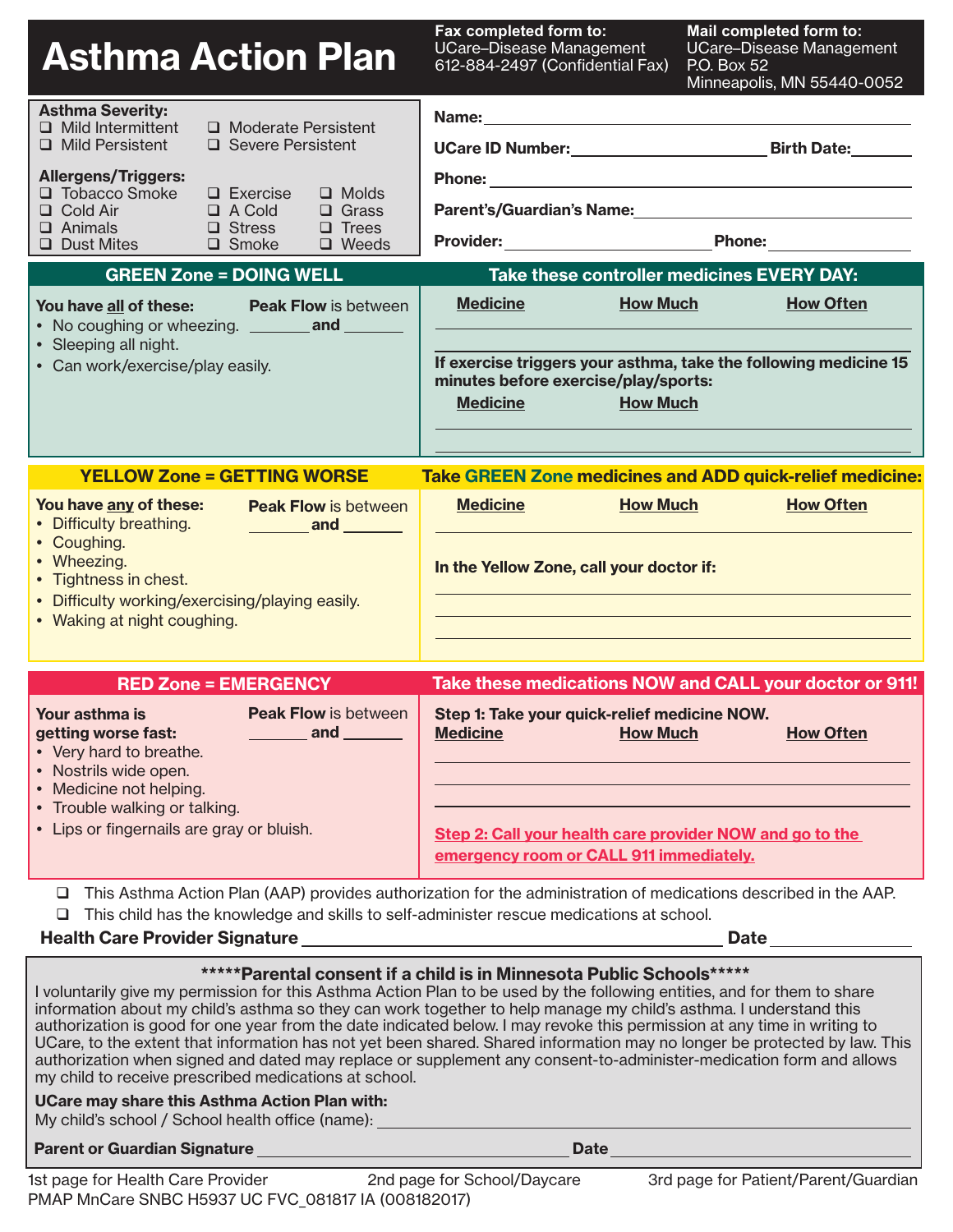# Asthma Action Plan

**Fax completed form to:**
UCare–Disease Management
612-884-2497 (Confidential Fax)

**Mail completed form to:**
UCare–Disease Management
P.O. Box 52
Minneapolis, MN 55440-0052

**Asthma Severity:**
- ❑ Mild Intermittent
- ❑ Moderate Persistent
- ❑ Mild Persistent
- ❑ Severe Persistent

**Allergens/Triggers:**
- ❑ Tobacco Smoke
- ❑ Exercise
- ❑ Molds
- ❑ Cold Air
- ❑ A Cold
- ❑ Grass
- ❑ Animals
- ❑ Stress
- ❑ Trees
- ❑ Dust Mites
- ❑ Smoke
- ❑ Weeds

**Name:** ____________________

**UCare ID Number:** ____________________ **Birth Date:** __________

**Phone:** ____________________

**Parent's/Guardian's Name:** ____________________

**Provider:** ____________________ **Phone:** __________

## GREEN Zone = DOING WELL

**You have all of these:**
- No coughing or wheezing.
- Sleeping all night.
- Can work/exercise/play easily.

**Peak Flow** is between ________ **and** ________

**Take these controller medicines EVERY DAY:**

| Medicine | How Much | How Often |
|---|---|---|
| | | |

**If exercise triggers your asthma, take the following medicine 15 minutes before exercise/play/sports:**

| Medicine | How Much |
|---|---|
| | |

## YELLOW Zone = GETTING WORSE

**You have any of these:**
- Difficulty breathing.
- Coughing.
- Wheezing.
- Tightness in chest.
- Difficulty working/exercising/playing easily.
- Waking at night coughing.

**Peak Flow** is between ________ **and** ________

**Take GREEN Zone medicines and ADD quick-relief medicine:**

| Medicine | How Much | How Often |
|---|---|---|
| | | |

**In the Yellow Zone, call your doctor if:**

____________________

## RED Zone = EMERGENCY

**Your asthma is getting worse fast:**
- Very hard to breathe.
- Nostrils wide open.
- Medicine not helping.
- Trouble walking or talking.
- Lips or fingernails are gray or bluish.

**Peak Flow** is between ________ **and** ________

**Take these medications NOW and CALL your doctor or 911!**

**Step 1: Take your quick-relief medicine NOW.**

| Medicine | How Much | How Often |
|---|---|---|
| | | |

**Step 2: Call your health care provider NOW and go to the emergency room or CALL 911 immediately.**

- ❑ This Asthma Action Plan (AAP) provides authorization for the administration of medications described in the AAP.
- ❑ This child has the knowledge and skills to self-administer rescue medications at school.

**Health Care Provider Signature** ____________________ **Date** __________

**\*\*\*\*\*Parental consent if a child is in Minnesota Public Schools\*\*\*\*\***

I voluntarily give my permission for this Asthma Action Plan to be used by the following entities, and for them to share information about my child's asthma so they can work together to help manage my child's asthma. I understand this authorization is good for one year from the date indicated below. I may revoke this permission at any time in writing to UCare, to the extent that information has not yet been shared. Shared information may no longer be protected by law. This authorization when signed and dated may replace or supplement any consent-to-administer-medication form and allows my child to receive prescribed medications at school.

**UCare may share this Asthma Action Plan with:**

My child's school / School health office (name): ____________________

**Parent or Guardian Signature** ____________________ **Date** __________

1st page for Health Care Provider 2nd page for School/Daycare 3rd page for Patient/Parent/Guardian

PMAP MnCare SNBC H5937 UC FVC_081817 IA (008182017)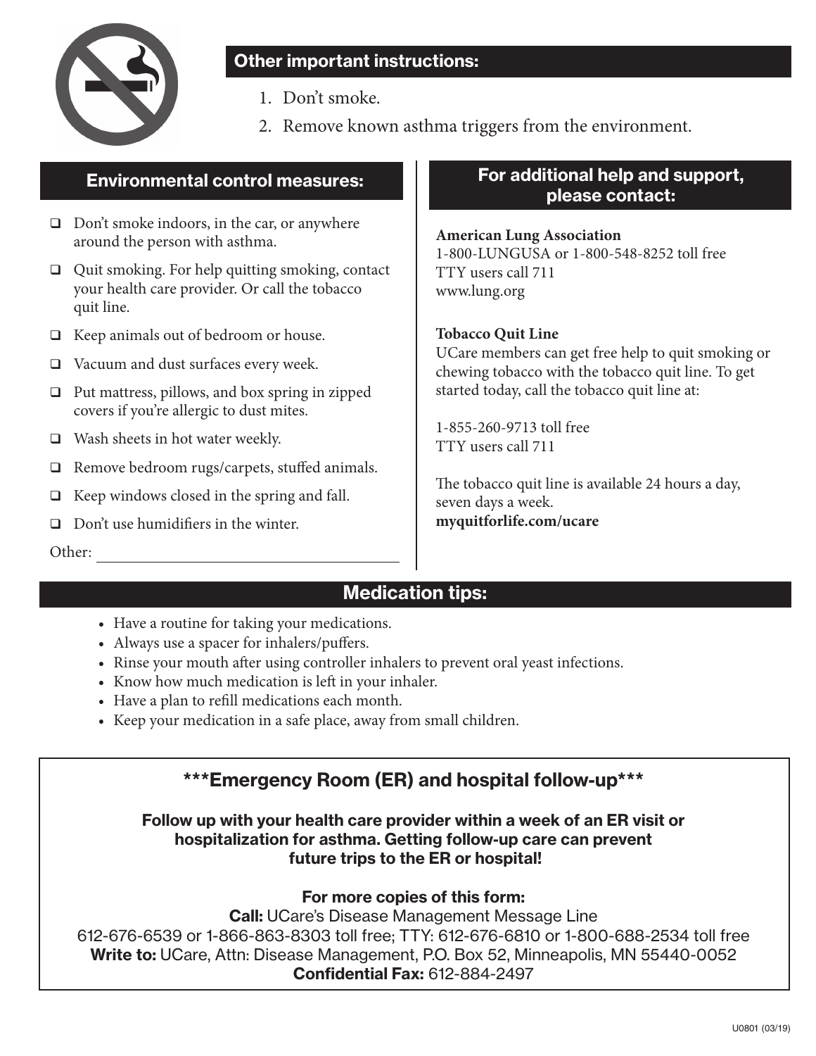## Other important instructions:

1. Don't smoke.
2. Remove known asthma triggers from the environment.

## Environmental control measures:

- ☐ Don't smoke indoors, in the car, or anywhere around the person with asthma.
- ☐ Quit smoking. For help quitting smoking, contact your health care provider. Or call the tobacco quit line.
- ☐ Keep animals out of bedroom or house.
- ☐ Vacuum and dust surfaces every week.
- ☐ Put mattress, pillows, and box spring in zipped covers if you're allergic to dust mites.
- ☐ Wash sheets in hot water weekly.
- ☐ Remove bedroom rugs/carpets, stuffed animals.
- ☐ Keep windows closed in the spring and fall.
- ☐ Don't use humidifiers in the winter.

Other: ______________________________

## For additional help and support, please contact:

**American Lung Association**
1-800-LUNGUSA or 1-800-548-8252 toll free
TTY users call 711
www.lung.org

**Tobacco Quit Line**
UCare members can get free help to quit smoking or chewing tobacco with the tobacco quit line. To get started today, call the tobacco quit line at:

1-855-260-9713 toll free
TTY users call 711

The tobacco quit line is available 24 hours a day, seven days a week.
**myquitforlife.com/ucare**

## Medication tips:

- Have a routine for taking your medications.
- Always use a spacer for inhalers/puffers.
- Rinse your mouth after using controller inhalers to prevent oral yeast infections.
- Know how much medication is left in your inhaler.
- Have a plan to refill medications each month.
- Keep your medication in a safe place, away from small children.

## ***Emergency Room (ER) and hospital follow-up***

**Follow up with your health care provider within a week of an ER visit or hospitalization for asthma. Getting follow-up care can prevent future trips to the ER or hospital!**

**For more copies of this form:**
**Call:** UCare's Disease Management Message Line
612-676-6539 or 1-866-863-8303 toll free; TTY: 612-676-6810 or 1-800-688-2534 toll free
**Write to:** UCare, Attn: Disease Management, P.O. Box 52, Minneapolis, MN 55440-0052
**Confidential Fax:** 612-884-2497

U0801 (03/19)